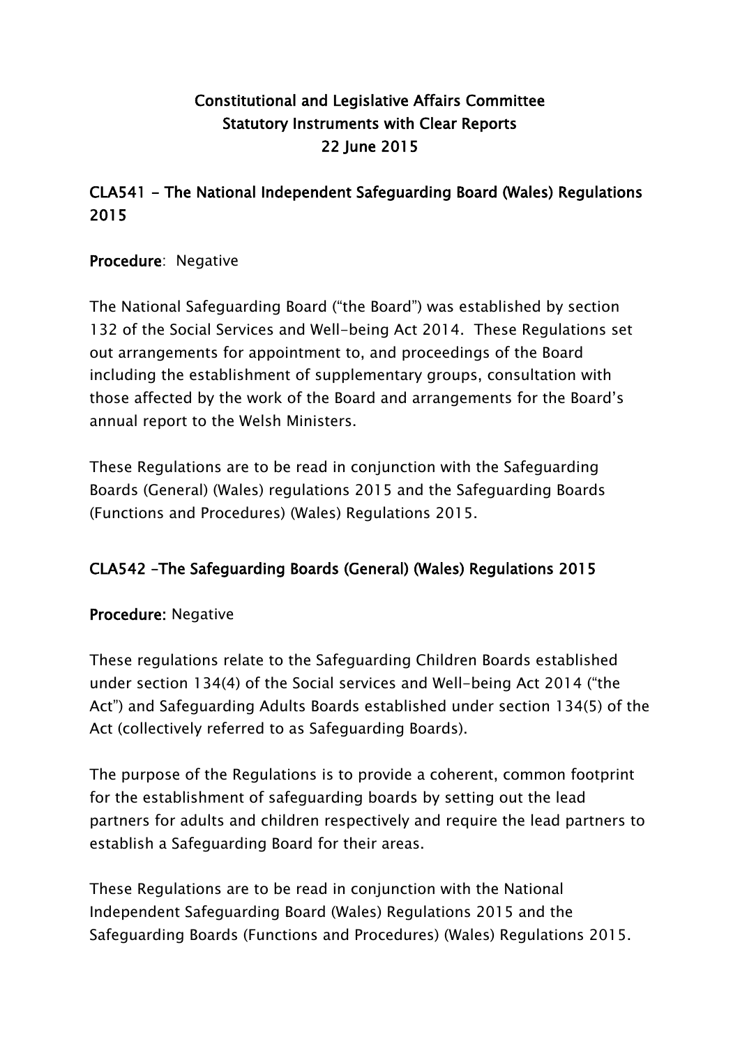# Constitutional and Legislative Affairs Committee
# Statutory Instruments with Clear Reports
# 22 June 2015

## CLA541 - The National Independent Safeguarding Board (Wales) Regulations 2015

**Procedure**: Negative

The National Safeguarding Board ("the Board") was established by section 132 of the Social Services and Well-being Act 2014. These Regulations set out arrangements for appointment to, and proceedings of the Board including the establishment of supplementary groups, consultation with those affected by the work of the Board and arrangements for the Board's annual report to the Welsh Ministers.

These Regulations are to be read in conjunction with the Safeguarding Boards (General) (Wales) regulations 2015 and the Safeguarding Boards (Functions and Procedures) (Wales) Regulations 2015.

## CLA542 –The Safeguarding Boards (General) (Wales) Regulations 2015

**Procedure:** Negative

These regulations relate to the Safeguarding Children Boards established under section 134(4) of the Social services and Well-being Act 2014 ("the Act") and Safeguarding Adults Boards established under section 134(5) of the Act (collectively referred to as Safeguarding Boards).

The purpose of the Regulations is to provide a coherent, common footprint for the establishment of safeguarding boards by setting out the lead partners for adults and children respectively and require the lead partners to establish a Safeguarding Board for their areas.

These Regulations are to be read in conjunction with the National Independent Safeguarding Board (Wales) Regulations 2015 and the Safeguarding Boards (Functions and Procedures) (Wales) Regulations 2015.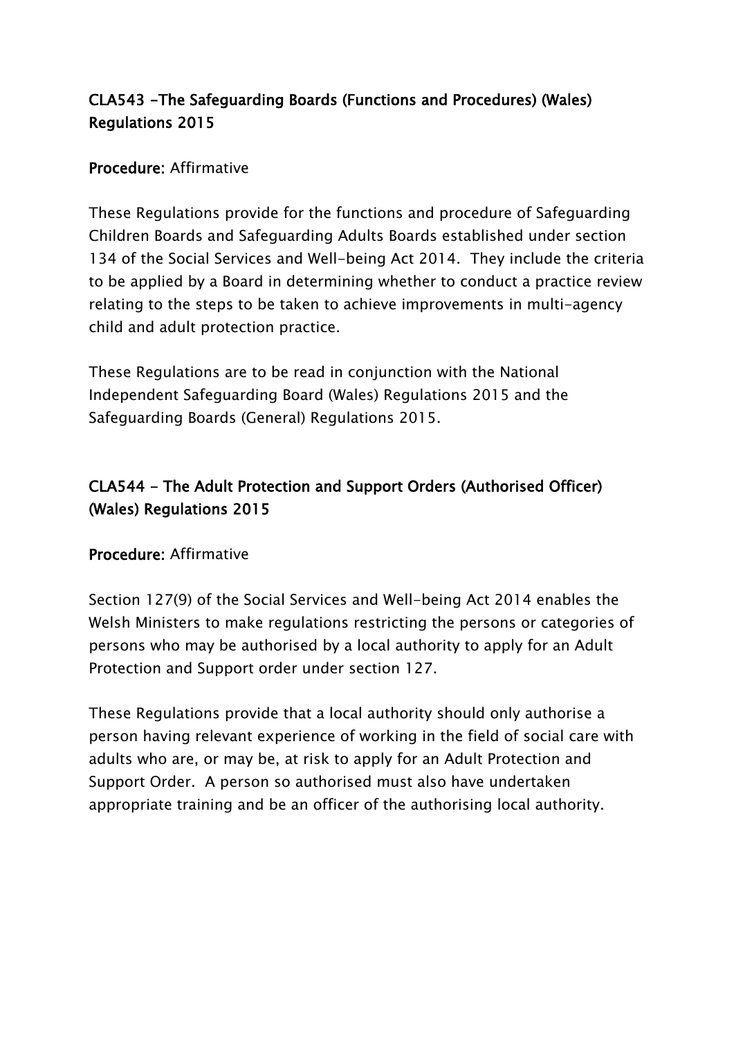## CLA543 -The Safeguarding Boards (Functions and Procedures) (Wales) Regulations 2015

**Procedure:** Affirmative

These Regulations provide for the functions and procedure of Safeguarding Children Boards and Safeguarding Adults Boards established under section 134 of the Social Services and Well-being Act 2014. They include the criteria to be applied by a Board in determining whether to conduct a practice review relating to the steps to be taken to achieve improvements in multi-agency child and adult protection practice.

These Regulations are to be read in conjunction with the National Independent Safeguarding Board (Wales) Regulations 2015 and the Safeguarding Boards (General) Regulations 2015.

## CLA544 - The Adult Protection and Support Orders (Authorised Officer) (Wales) Regulations 2015

**Procedure:** Affirmative

Section 127(9) of the Social Services and Well-being Act 2014 enables the Welsh Ministers to make regulations restricting the persons or categories of persons who may be authorised by a local authority to apply for an Adult Protection and Support order under section 127.

These Regulations provide that a local authority should only authorise a person having relevant experience of working in the field of social care with adults who are, or may be, at risk to apply for an Adult Protection and Support Order. A person so authorised must also have undertaken appropriate training and be an officer of the authorising local authority.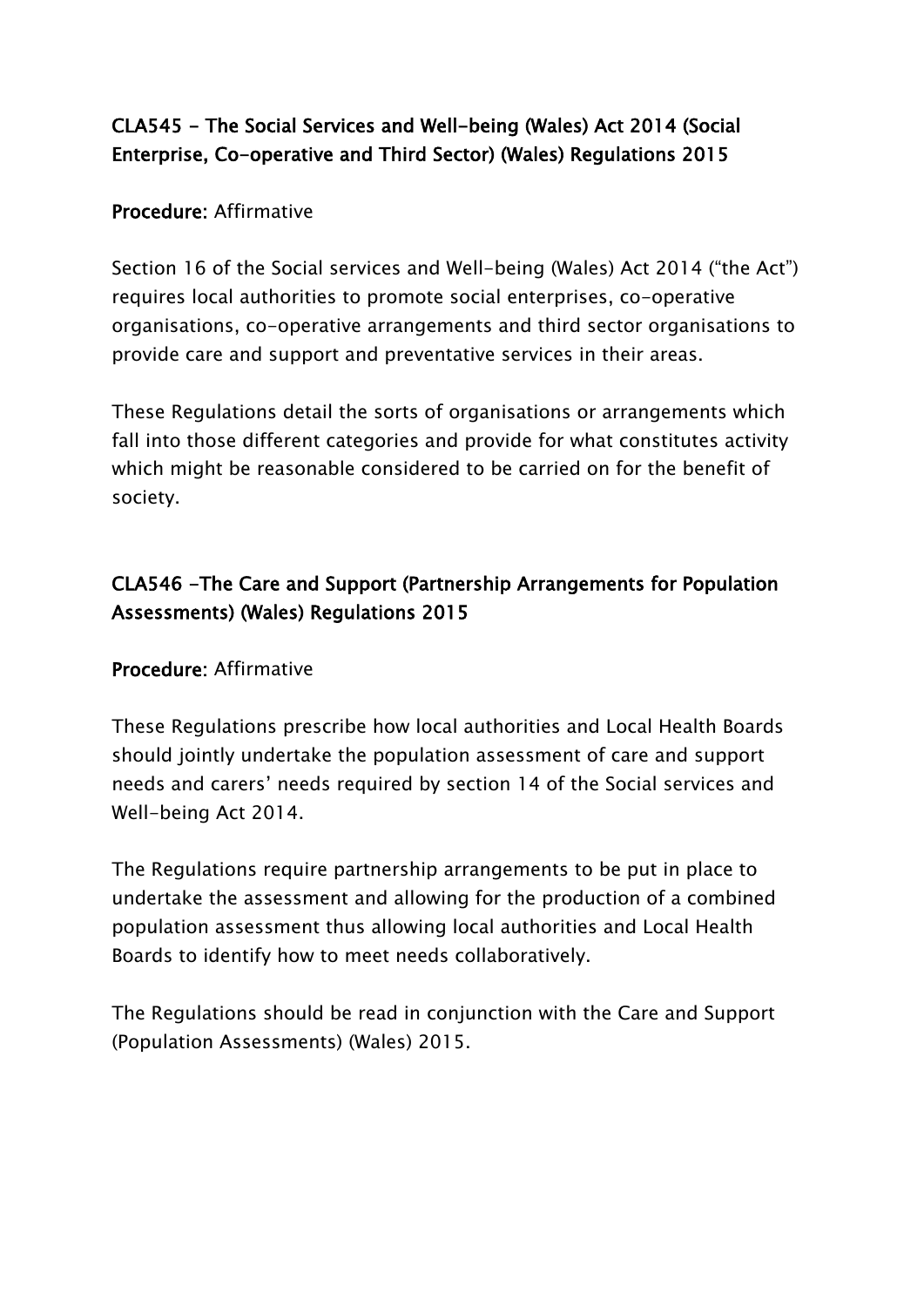## CLA545 - The Social Services and Well-being (Wales) Act 2014 (Social Enterprise, Co-operative and Third Sector) (Wales) Regulations 2015

**Procedure**: Affirmative

Section 16 of the Social services and Well-being (Wales) Act 2014 ("the Act") requires local authorities to promote social enterprises, co-operative organisations, co-operative arrangements and third sector organisations to provide care and support and preventative services in their areas.

These Regulations detail the sorts of organisations or arrangements which fall into those different categories and provide for what constitutes activity which might be reasonable considered to be carried on for the benefit of society.

## CLA546 -The Care and Support (Partnership Arrangements for Population Assessments) (Wales) Regulations 2015

**Procedure**: Affirmative

These Regulations prescribe how local authorities and Local Health Boards should jointly undertake the population assessment of care and support needs and carers' needs required by section 14 of the Social services and Well-being Act 2014.

The Regulations require partnership arrangements to be put in place to undertake the assessment and allowing for the production of a combined population assessment thus allowing local authorities and Local Health Boards to identify how to meet needs collaboratively.

The Regulations should be read in conjunction with the Care and Support (Population Assessments) (Wales) 2015.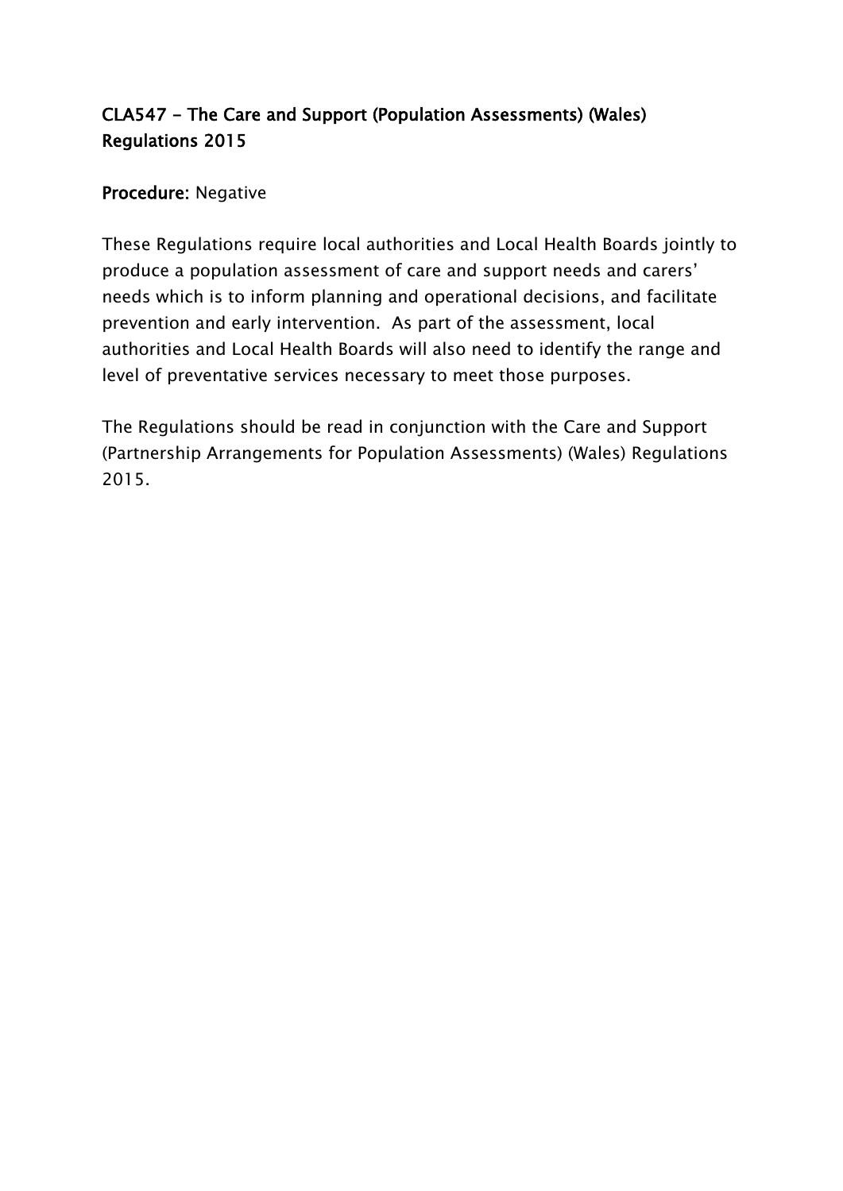**CLA547 - The Care and Support (Population Assessments) (Wales) Regulations 2015**

**Procedure:** Negative

These Regulations require local authorities and Local Health Boards jointly to produce a population assessment of care and support needs and carers' needs which is to inform planning and operational decisions, and facilitate prevention and early intervention. As part of the assessment, local authorities and Local Health Boards will also need to identify the range and level of preventative services necessary to meet those purposes.

The Regulations should be read in conjunction with the Care and Support (Partnership Arrangements for Population Assessments) (Wales) Regulations 2015.